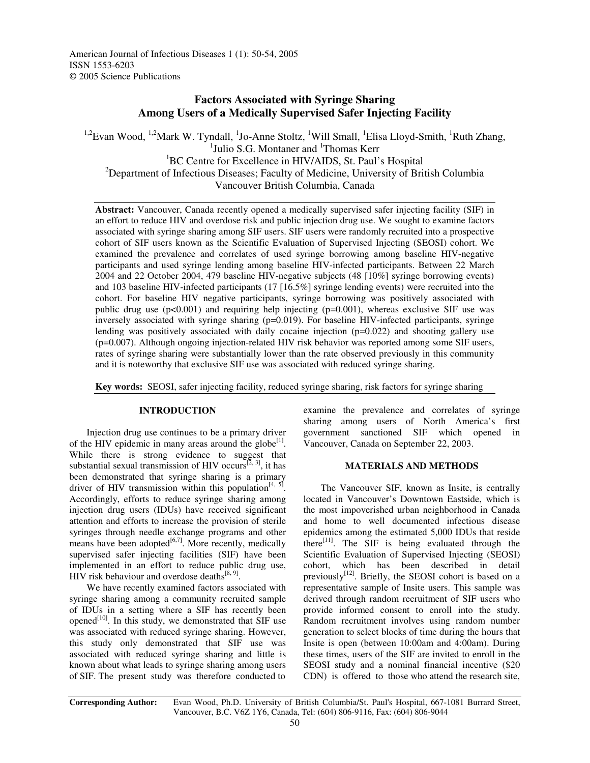American Journal of Infectious Diseases 1 (1): 50-54, 2005
ISSN 1553-6203
© 2005 Science Publications

# Factors Associated with Syringe Sharing Among Users of a Medically Supervised Safer Injecting Facility

[1,2]Evan Wood, [1,2]Mark W. Tyndall, [1]Jo-Anne Stoltz, [1]Will Small, [1]Elisa Lloyd-Smith, [1]Ruth Zhang, [1]Julio S.G. Montaner and [1]Thomas Kerr

[1]BC Centre for Excellence in HIV/AIDS, St. Paul's Hospital
[2]Department of Infectious Diseases; Faculty of Medicine, University of British Columbia
Vancouver British Columbia, Canada

**Abstract:** Vancouver, Canada recently opened a medically supervised safer injecting facility (SIF) in an effort to reduce HIV and overdose risk and public injection drug use. We sought to examine factors associated with syringe sharing among SIF users. SIF users were randomly recruited into a prospective cohort of SIF users known as the Scientific Evaluation of Supervised Injecting (SEOSI) cohort. We examined the prevalence and correlates of used syringe borrowing among baseline HIV-negative participants and used syringe lending among baseline HIV-infected participants. Between 22 March 2004 and 22 October 2004, 479 baseline HIV-negative subjects (48 [10%] syringe borrowing events) and 103 baseline HIV-infected participants (17 [16.5%] syringe lending events) were recruited into the cohort. For baseline HIV negative participants, syringe borrowing was positively associated with public drug use ($p<0.001$) and requiring help injecting ($p=0.001$), whereas exclusive SIF use was inversely associated with syringe sharing ($p=0.019$). For baseline HIV-infected participants, syringe lending was positively associated with daily cocaine injection ($p=0.022$) and shooting gallery use ($p=0.007$). Although ongoing injection-related HIV risk behavior was reported among some SIF users, rates of syringe sharing were substantially lower than the rate observed previously in this community and it is noteworthy that exclusive SIF use was associated with reduced syringe sharing.

**Key words:** SEOSI, safer injecting facility, reduced syringe sharing, risk factors for syringe sharing

## INTRODUCTION

Injection drug use continues to be a primary driver of the HIV epidemic in many areas around the globe[1]. While there is strong evidence to suggest that substantial sexual transmission of HIV occurs[2, 3], it has been demonstrated that syringe sharing is a primary driver of HIV transmission within this population[4, 5]. Accordingly, efforts to reduce syringe sharing among injection drug users (IDUs) have received significant attention and efforts to increase the provision of sterile syringes through needle exchange programs and other means have been adopted[6,7]. More recently, medically supervised safer injecting facilities (SIF) have been implemented in an effort to reduce public drug use, HIV risk behaviour and overdose deaths[8, 9].

We have recently examined factors associated with syringe sharing among a community recruited sample of IDUs in a setting where a SIF has recently been opened[10]. In this study, we demonstrated that SIF use was associated with reduced syringe sharing. However, this study only demonstrated that SIF use was associated with reduced syringe sharing and little is known about what leads to syringe sharing among users of SIF. The present study was therefore conducted to examine the prevalence and correlates of syringe sharing among users of North America's first government sanctioned SIF which opened in Vancouver, Canada on September 22, 2003.

## MATERIALS AND METHODS

The Vancouver SIF, known as Insite, is centrally located in Vancouver's Downtown Eastside, which is the most impoverished urban neighborhood in Canada and home to well documented infectious disease epidemics among the estimated 5,000 IDUs that reside there[11]. The SIF is being evaluated through the Scientific Evaluation of Supervised Injecting (SEOSI) cohort, which has been described in detail previously[12]. Briefly, the SEOSI cohort is based on a representative sample of Insite users. This sample was derived through random recruitment of SIF users who provide informed consent to enroll into the study. Random recruitment involves using random number generation to select blocks of time during the hours that Insite is open (between 10:00am and 4:00am). During these times, users of the SIF are invited to enroll in the SEOSI study and a nominal financial incentive ($20 CDN) is offered to those who attend the research site,

**Corresponding Author:** Evan Wood, Ph.D. University of British Columbia/St. Paul's Hospital, 667-1081 Burrard Street, Vancouver, B.C. V6Z 1Y6, Canada, Tel: (604) 806-9116, Fax: (604) 806-9044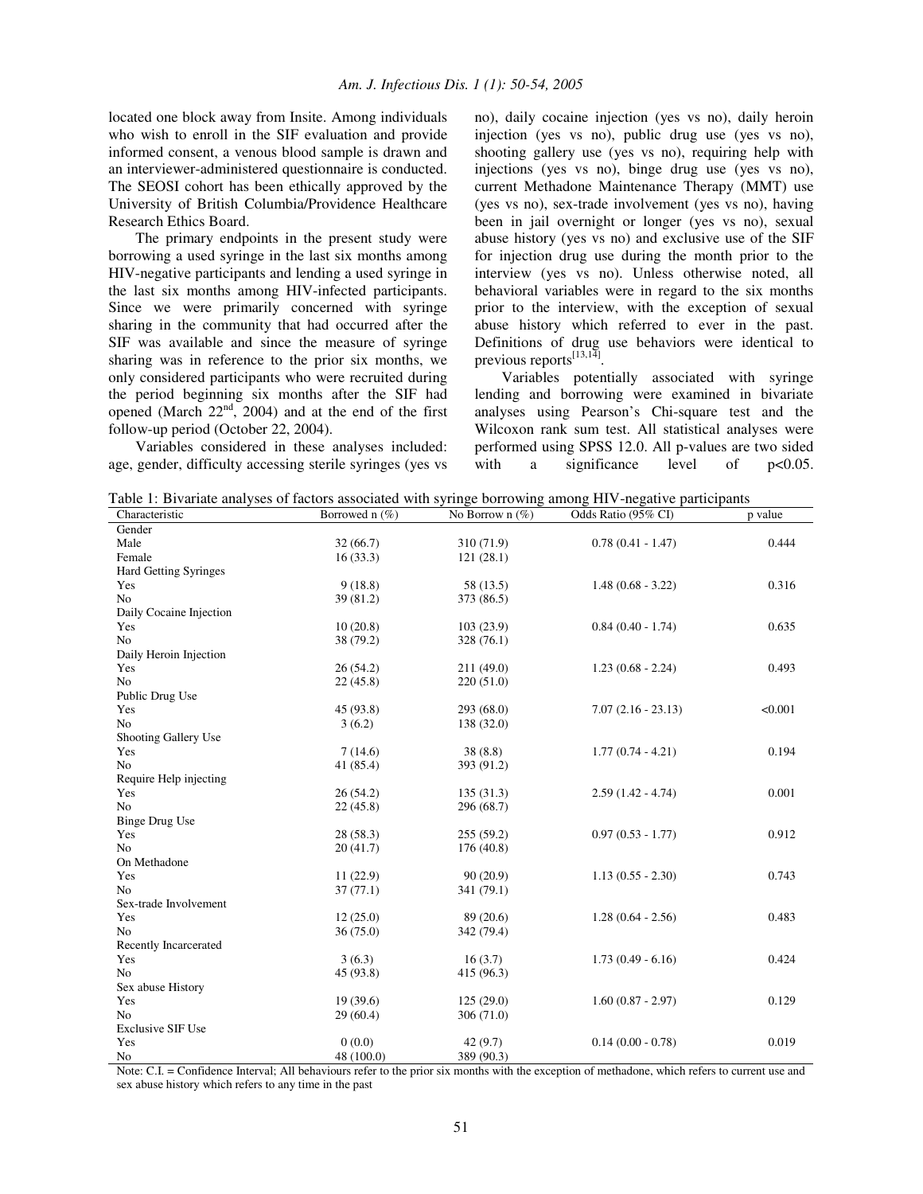located one block away from Insite. Among individuals who wish to enroll in the SIF evaluation and provide informed consent, a venous blood sample is drawn and an interviewer-administered questionnaire is conducted. The SEOSI cohort has been ethically approved by the University of British Columbia/Providence Healthcare Research Ethics Board.

The primary endpoints in the present study were borrowing a used syringe in the last six months among HIV-negative participants and lending a used syringe in the last six months among HIV-infected participants. Since we were primarily concerned with syringe sharing in the community that had occurred after the SIF was available and since the measure of syringe sharing was in reference to the prior six months, we only considered participants who were recruited during the period beginning six months after the SIF had opened (March 22nd, 2004) and at the end of the first follow-up period (October 22, 2004).

Variables considered in these analyses included: age, gender, difficulty accessing sterile syringes (yes vs no), daily cocaine injection (yes vs no), daily heroin injection (yes vs no), public drug use (yes vs no), shooting gallery use (yes vs no), requiring help with injections (yes vs no), binge drug use (yes vs no), current Methadone Maintenance Therapy (MMT) use (yes vs no), sex-trade involvement (yes vs no), having been in jail overnight or longer (yes vs no), sexual abuse history (yes vs no) and exclusive use of the SIF for injection drug use during the month prior to the interview (yes vs no). Unless otherwise noted, all behavioral variables were in regard to the six months prior to the interview, with the exception of sexual abuse history which referred to ever in the past. Definitions of drug use behaviors were identical to previous reports[13,14].

Variables potentially associated with syringe lending and borrowing were examined in bivariate analyses using Pearson's Chi-square test and the Wilcoxon rank sum test. All statistical analyses were performed using SPSS 12.0. All p-values are two sided with a significance level of $p<0.05$.

Table 1: Bivariate analyses of factors associated with syringe borrowing among HIV-negative participants

| Characteristic | Borrowed n (%) | No Borrow n (%) | Odds Ratio (95% CI) | p value |
|---|---|---|---|---|
| Gender | | | | |
| Male | 32 (66.7) | 310 (71.9) | 0.78 (0.41 - 1.47) | 0.444 |
| Female | 16 (33.3) | 121 (28.1) | | |
| Hard Getting Syringes | | | | |
| Yes | 9 (18.8) | 58 (13.5) | 1.48 (0.68 - 3.22) | 0.316 |
| No | 39 (81.2) | 373 (86.5) | | |
| Daily Cocaine Injection | | | | |
| Yes | 10 (20.8) | 103 (23.9) | 0.84 (0.40 - 1.74) | 0.635 |
| No | 38 (79.2) | 328 (76.1) | | |
| Daily Heroin Injection | | | | |
| Yes | 26 (54.2) | 211 (49.0) | 1.23 (0.68 - 2.24) | 0.493 |
| No | 22 (45.8) | 220 (51.0) | | |
| Public Drug Use | | | | |
| Yes | 45 (93.8) | 293 (68.0) | 7.07 (2.16 - 23.13) | <0.001 |
| No | 3 (6.2) | 138 (32.0) | | |
| Shooting Gallery Use | | | | |
| Yes | 7 (14.6) | 38 (8.8) | 1.77 (0.74 - 4.21) | 0.194 |
| No | 41 (85.4) | 393 (91.2) | | |
| Require Help injecting | | | | |
| Yes | 26 (54.2) | 135 (31.3) | 2.59 (1.42 - 4.74) | 0.001 |
| No | 22 (45.8) | 296 (68.7) | | |
| Binge Drug Use | | | | |
| Yes | 28 (58.3) | 255 (59.2) | 0.97 (0.53 - 1.77) | 0.912 |
| No | 20 (41.7) | 176 (40.8) | | |
| On Methadone | | | | |
| Yes | 11 (22.9) | 90 (20.9) | 1.13 (0.55 - 2.30) | 0.743 |
| No | 37 (77.1) | 341 (79.1) | | |
| Sex-trade Involvement | | | | |
| Yes | 12 (25.0) | 89 (20.6) | 1.28 (0.64 - 2.56) | 0.483 |
| No | 36 (75.0) | 342 (79.4) | | |
| Recently Incarcerated | | | | |
| Yes | 3 (6.3) | 16 (3.7) | 1.73 (0.49 - 6.16) | 0.424 |
| No | 45 (93.8) | 415 (96.3) | | |
| Sex abuse History | | | | |
| Yes | 19 (39.6) | 125 (29.0) | 1.60 (0.87 - 2.97) | 0.129 |
| No | 29 (60.4) | 306 (71.0) | | |
| Exclusive SIF Use | | | | |
| Yes | 0 (0.0) | 42 (9.7) | 0.14 (0.00 - 0.78) | 0.019 |
| No | 48 (100.0) | 389 (90.3) | | |

Note: C.I. = Confidence Interval; All behaviours refer to the prior six months with the exception of methadone, which refers to current use and sex abuse history which refers to any time in the past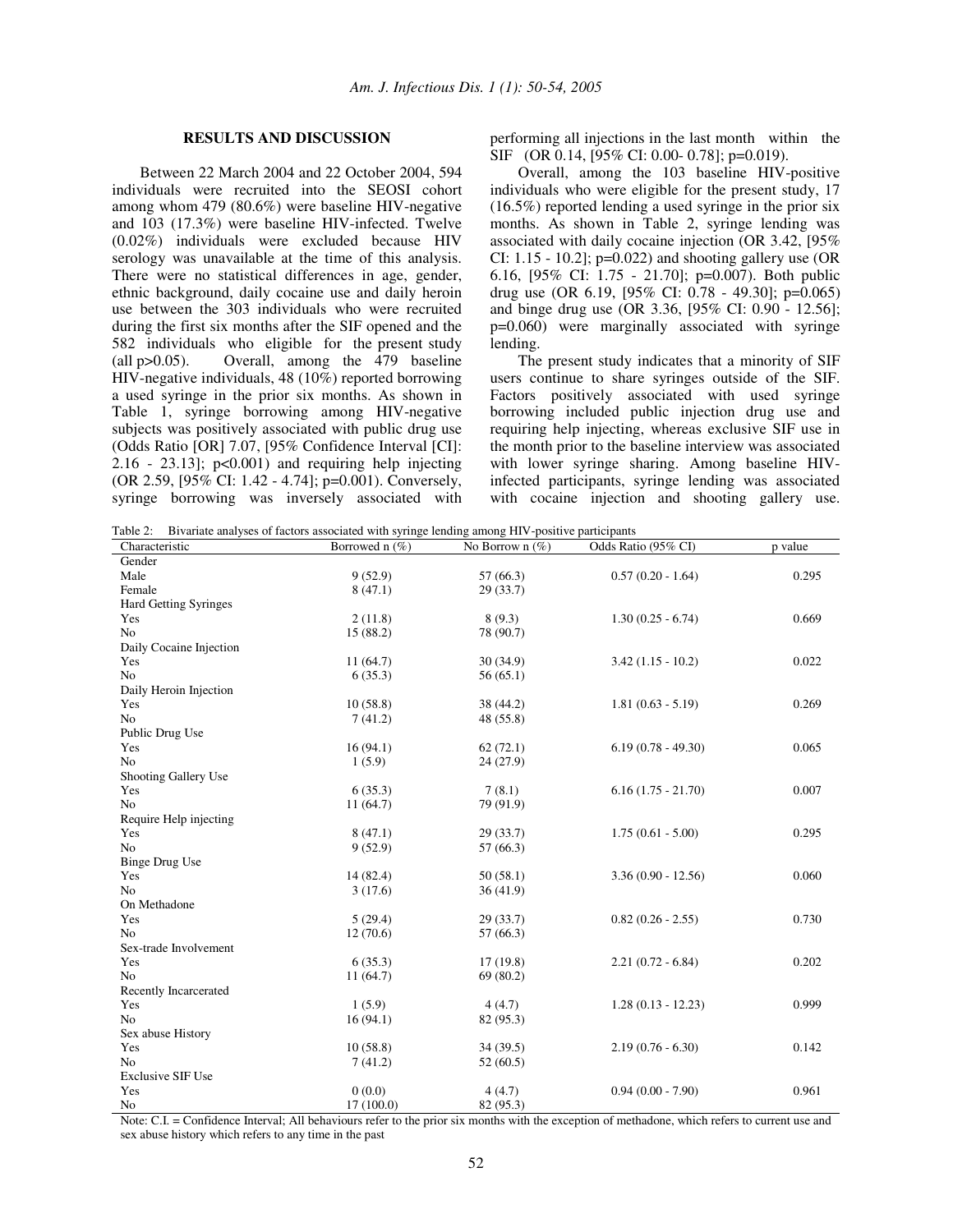## RESULTS AND DISCUSSION

Between 22 March 2004 and 22 October 2004, 594 individuals were recruited into the SEOSI cohort among whom 479 (80.6%) were baseline HIV-negative and 103 (17.3%) were baseline HIV-infected. Twelve (0.02%) individuals were excluded because HIV serology was unavailable at the time of this analysis. There were no statistical differences in age, gender, ethnic background, daily cocaine use and daily heroin use between the 303 individuals who were recruited during the first six months after the SIF opened and the 582 individuals who eligible for the present study (all p>0.05). Overall, among the 479 baseline HIV-negative individuals, 48 (10%) reported borrowing a used syringe in the prior six months. As shown in Table 1, syringe borrowing among HIV-negative subjects was positively associated with public drug use (Odds Ratio [OR] 7.07, [95% Confidence Interval [CI]: 2.16 - 23.13]; p<0.001) and requiring help injecting (OR 2.59, [95% CI: 1.42 - 4.74]; p=0.001). Conversely, syringe borrowing was inversely associated with performing all injections in the last month within the SIF (OR 0.14, [95% CI: 0.00- 0.78]; p=0.019).

Overall, among the 103 baseline HIV-positive individuals who were eligible for the present study, 17 (16.5%) reported lending a used syringe in the prior six months. As shown in Table 2, syringe lending was associated with daily cocaine injection (OR 3.42, [95% CI: 1.15 - 10.2]; p=0.022) and shooting gallery use (OR 6.16, [95% CI: 1.75 - 21.70]; p=0.007). Both public drug use (OR 6.19, [95% CI: 0.78 - 49.30]; p=0.065) and binge drug use (OR 3.36, [95% CI: 0.90 - 12.56]; p=0.060) were marginally associated with syringe lending.

The present study indicates that a minority of SIF users continue to share syringes outside of the SIF. Factors positively associated with used syringe borrowing included public injection drug use and requiring help injecting, whereas exclusive SIF use in the month prior to the baseline interview was associated with lower syringe sharing. Among baseline HIV-infected participants, syringe lending was associated with cocaine injection and shooting gallery use.

Table 2: Bivariate analyses of factors associated with syringe lending among HIV-positive participants

| Characteristic | Borrowed n (%) | No Borrow n (%) | Odds Ratio (95% CI) | p value |
|---|---|---|---|---|
| Gender | | | | |
| Male | 9 (52.9) | 57 (66.3) | 0.57 (0.20 - 1.64) | 0.295 |
| Female | 8 (47.1) | 29 (33.7) | | |
| Hard Getting Syringes | | | | |
| Yes | 2 (11.8) | 8 (9.3) | 1.30 (0.25 - 6.74) | 0.669 |
| No | 15 (88.2) | 78 (90.7) | | |
| Daily Cocaine Injection | | | | |
| Yes | 11 (64.7) | 30 (34.9) | 3.42 (1.15 - 10.2) | 0.022 |
| No | 6 (35.3) | 56 (65.1) | | |
| Daily Heroin Injection | | | | |
| Yes | 10 (58.8) | 38 (44.2) | 1.81 (0.63 - 5.19) | 0.269 |
| No | 7 (41.2) | 48 (55.8) | | |
| Public Drug Use | | | | |
| Yes | 16 (94.1) | 62 (72.1) | 6.19 (0.78 - 49.30) | 0.065 |
| No | 1 (5.9) | 24 (27.9) | | |
| Shooting Gallery Use | | | | |
| Yes | 6 (35.3) | 7 (8.1) | 6.16 (1.75 - 21.70) | 0.007 |
| No | 11 (64.7) | 79 (91.9) | | |
| Require Help injecting | | | | |
| Yes | 8 (47.1) | 29 (33.7) | 1.75 (0.61 - 5.00) | 0.295 |
| No | 9 (52.9) | 57 (66.3) | | |
| Binge Drug Use | | | | |
| Yes | 14 (82.4) | 50 (58.1) | 3.36 (0.90 - 12.56) | 0.060 |
| No | 3 (17.6) | 36 (41.9) | | |
| On Methadone | | | | |
| Yes | 5 (29.4) | 29 (33.7) | 0.82 (0.26 - 2.55) | 0.730 |
| No | 12 (70.6) | 57 (66.3) | | |
| Sex-trade Involvement | | | | |
| Yes | 6 (35.3) | 17 (19.8) | 2.21 (0.72 - 6.84) | 0.202 |
| No | 11 (64.7) | 69 (80.2) | | |
| Recently Incarcerated | | | | |
| Yes | 1 (5.9) | 4 (4.7) | 1.28 (0.13 - 12.23) | 0.999 |
| No | 16 (94.1) | 82 (95.3) | | |
| Sex abuse History | | | | |
| Yes | 10 (58.8) | 34 (39.5) | 2.19 (0.76 - 6.30) | 0.142 |
| No | 7 (41.2) | 52 (60.5) | | |
| Exclusive SIF Use | | | | |
| Yes | 0 (0.0) | 4 (4.7) | 0.94 (0.00 - 7.90) | 0.961 |
| No | 17 (100.0) | 82 (95.3) | | |

Note: C.I. = Confidence Interval; All behaviours refer to the prior six months with the exception of methadone, which refers to current use and sex abuse history which refers to any time in the past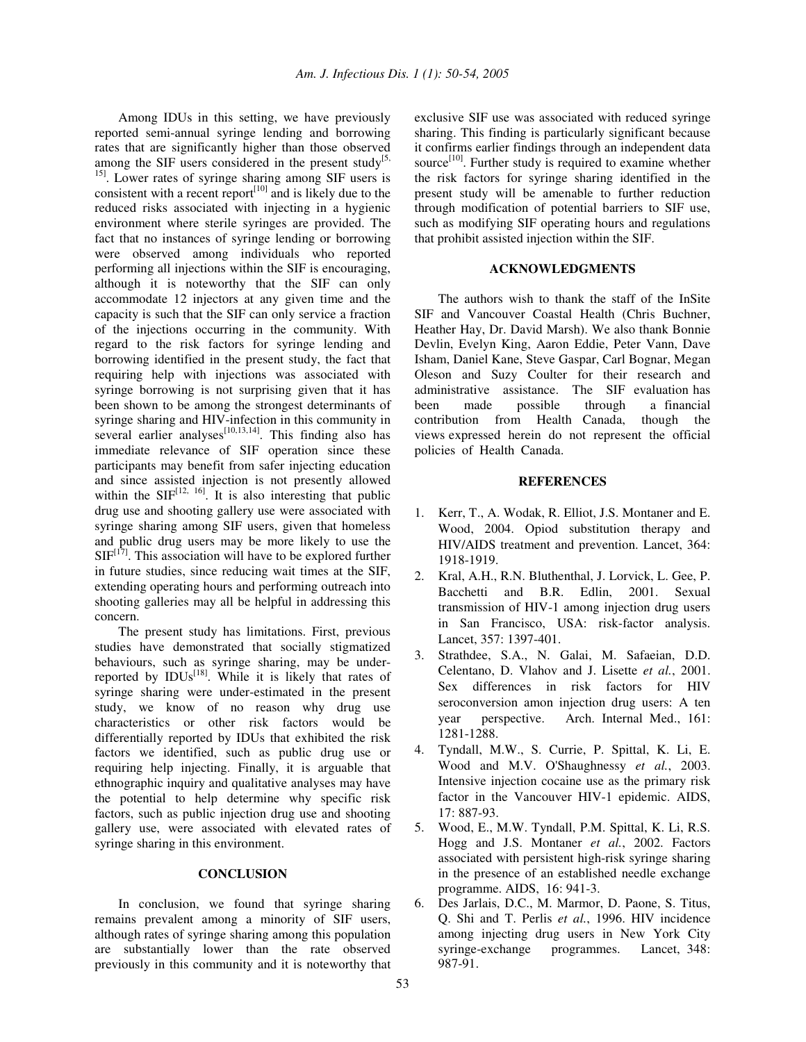Among IDUs in this setting, we have previously reported semi-annual syringe lending and borrowing rates that are significantly higher than those observed among the SIF users considered in the present study[5, 15]. Lower rates of syringe sharing among SIF users is consistent with a recent report[10] and is likely due to the reduced risks associated with injecting in a hygienic environment where sterile syringes are provided. The fact that no instances of syringe lending or borrowing were observed among individuals who reported performing all injections within the SIF is encouraging, although it is noteworthy that the SIF can only accommodate 12 injectors at any given time and the capacity is such that the SIF can only service a fraction of the injections occurring in the community. With regard to the risk factors for syringe lending and borrowing identified in the present study, the fact that requiring help with injections was associated with syringe borrowing is not surprising given that it has been shown to be among the strongest determinants of syringe sharing and HIV-infection in this community in several earlier analyses[10,13,14]. This finding also has immediate relevance of SIF operation since these participants may benefit from safer injecting education and since assisted injection is not presently allowed within the SIF[12, 16]. It is also interesting that public drug use and shooting gallery use were associated with syringe sharing among SIF users, given that homeless and public drug users may be more likely to use the SIF[17]. This association will have to be explored further in future studies, since reducing wait times at the SIF, extending operating hours and performing outreach into shooting galleries may all be helpful in addressing this concern.

The present study has limitations. First, previous studies have demonstrated that socially stigmatized behaviours, such as syringe sharing, may be under-reported by IDUs[18]. While it is likely that rates of syringe sharing were under-estimated in the present study, we know of no reason why drug use characteristics or other risk factors would be differentially reported by IDUs that exhibited the risk factors we identified, such as public drug use or requiring help injecting. Finally, it is arguable that ethnographic inquiry and qualitative analyses may have the potential to help determine why specific risk factors, such as public injection drug use and shooting gallery use, were associated with elevated rates of syringe sharing in this environment.

## CONCLUSION

In conclusion, we found that syringe sharing remains prevalent among a minority of SIF users, although rates of syringe sharing among this population are substantially lower than the rate observed previously in this community and it is noteworthy that exclusive SIF use was associated with reduced syringe sharing. This finding is particularly significant because it confirms earlier findings through an independent data source[10]. Further study is required to examine whether the risk factors for syringe sharing identified in the present study will be amenable to further reduction through modification of potential barriers to SIF use, such as modifying SIF operating hours and regulations that prohibit assisted injection within the SIF.

## ACKNOWLEDGMENTS

The authors wish to thank the staff of the InSite SIF and Vancouver Coastal Health (Chris Buchner, Heather Hay, Dr. David Marsh). We also thank Bonnie Devlin, Evelyn King, Aaron Eddie, Peter Vann, Dave Isham, Daniel Kane, Steve Gaspar, Carl Bognar, Megan Oleson and Suzy Coulter for their research and administrative assistance. The SIF evaluation has been made possible through a financial contribution from Health Canada, though the views expressed herein do not represent the official policies of Health Canada.

## REFERENCES

1. Kerr, T., A. Wodak, R. Elliot, J.S. Montaner and E. Wood, 2004. Opiod substitution therapy and HIV/AIDS treatment and prevention. Lancet, 364: 1918-1919.
2. Kral, A.H., R.N. Bluthenthal, J. Lorvick, L. Gee, P. Bacchetti and B.R. Edlin, 2001. Sexual transmission of HIV-1 among injection drug users in San Francisco, USA: risk-factor analysis. Lancet, 357: 1397-401.
3. Strathdee, S.A., N. Galai, M. Safaeian, D.D. Celentano, D. Vlahov and J. Lisette *et al.*, 2001. Sex differences in risk factors for HIV seroconversion amon injection drug users: A ten year perspective. Arch. Internal Med., 161: 1281-1288.
4. Tyndall, M.W., S. Currie, P. Spittal, K. Li, E. Wood and M.V. O'Shaughnessy *et al.*, 2003. Intensive injection cocaine use as the primary risk factor in the Vancouver HIV-1 epidemic. AIDS, 17: 887-93.
5. Wood, E., M.W. Tyndall, P.M. Spittal, K. Li, R.S. Hogg and J.S. Montaner *et al.*, 2002. Factors associated with persistent high-risk syringe sharing in the presence of an established needle exchange programme. AIDS, 16: 941-3.
6. Des Jarlais, D.C., M. Marmor, D. Paone, S. Titus, Q. Shi and T. Perlis *et al.*, 1996. HIV incidence among injecting drug users in New York City syringe-exchange programmes. Lancet, 348: 987-91.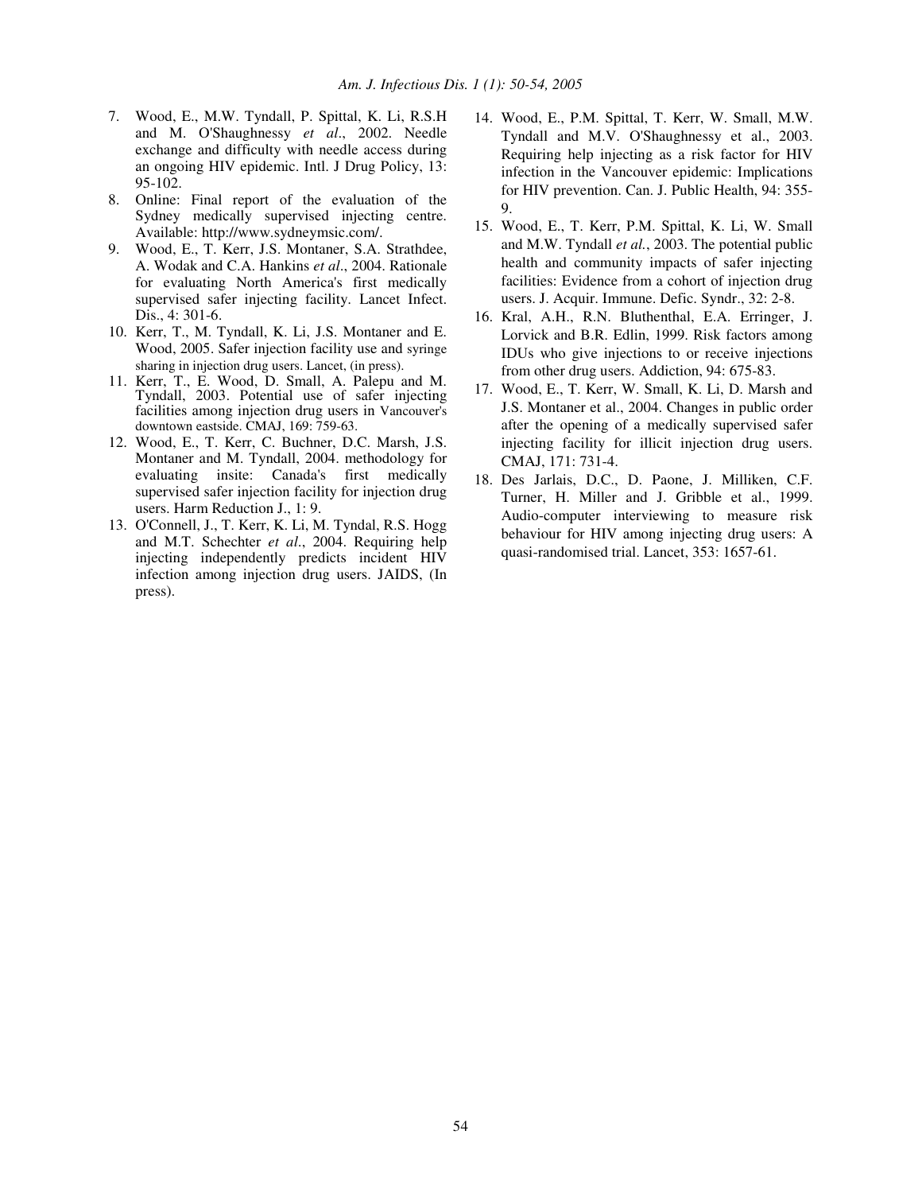7. Wood, E., M.W. Tyndall, P. Spittal, K. Li, R.S.H and M. O'Shaughnessy *et al*., 2002. Needle exchange and difficulty with needle access during an ongoing HIV epidemic. Intl. J Drug Policy, 13: 95-102.
8. Online: Final report of the evaluation of the Sydney medically supervised injecting centre. Available: http://www.sydneymsic.com/.
9. Wood, E., T. Kerr, J.S. Montaner, S.A. Strathdee, A. Wodak and C.A. Hankins *et al*., 2004. Rationale for evaluating North America's first medically supervised safer injecting facility. Lancet Infect. Dis., 4: 301-6.
10. Kerr, T., M. Tyndall, K. Li, J.S. Montaner and E. Wood, 2005. Safer injection facility use and syringe sharing in injection drug users. Lancet, (in press).
11. Kerr, T., E. Wood, D. Small, A. Palepu and M. Tyndall, 2003. Potential use of safer injecting facilities among injection drug users in Vancouver's downtown eastside. CMAJ, 169: 759-63.
12. Wood, E., T. Kerr, C. Buchner, D.C. Marsh, J.S. Montaner and M. Tyndall, 2004. methodology for evaluating insite: Canada's first medically supervised safer injection facility for injection drug users. Harm Reduction J., 1: 9.
13. O'Connell, J., T. Kerr, K. Li, M. Tyndal, R.S. Hogg and M.T. Schechter *et al*., 2004. Requiring help injecting independently predicts incident HIV infection among injection drug users. JAIDS, (In press).
14. Wood, E., P.M. Spittal, T. Kerr, W. Small, M.W. Tyndall and M.V. O'Shaughnessy et al., 2003. Requiring help injecting as a risk factor for HIV infection in the Vancouver epidemic: Implications for HIV prevention. Can. J. Public Health, 94: 355-9.
15. Wood, E., T. Kerr, P.M. Spittal, K. Li, W. Small and M.W. Tyndall *et al.*, 2003. The potential public health and community impacts of safer injecting facilities: Evidence from a cohort of injection drug users. J. Acquir. Immune. Defic. Syndr., 32: 2-8.
16. Kral, A.H., R.N. Bluthenthal, E.A. Erringer, J. Lorvick and B.R. Edlin, 1999. Risk factors among IDUs who give injections to or receive injections from other drug users. Addiction, 94: 675-83.
17. Wood, E., T. Kerr, W. Small, K. Li, D. Marsh and J.S. Montaner et al., 2004. Changes in public order after the opening of a medically supervised safer injecting facility for illicit injection drug users. CMAJ, 171: 731-4.
18. Des Jarlais, D.C., D. Paone, J. Milliken, C.F. Turner, H. Miller and J. Gribble et al., 1999. Audio-computer interviewing to measure risk behaviour for HIV among injecting drug users: A quasi-randomised trial. Lancet, 353: 1657-61.